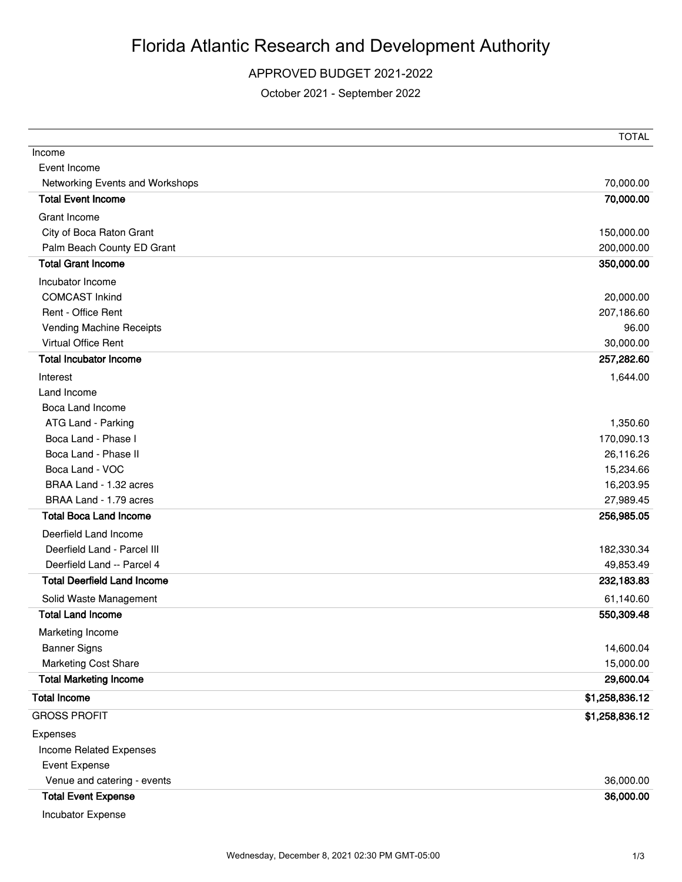# Florida Atlantic Research and Development Authority

APPROVED BUDGET 2021-2022

October 2021 - September 2022

| | TOTAL |
|---|---|
| Income | |
| Event Income | |
| Networking Events and Workshops | 70,000.00 |
| **Total Event Income** | **70,000.00** |
| Grant Income | |
| City of Boca Raton Grant | 150,000.00 |
| Palm Beach County ED Grant | 200,000.00 |
| **Total Grant Income** | **350,000.00** |
| Incubator Income | |
| COMCAST Inkind | 20,000.00 |
| Rent - Office Rent | 207,186.60 |
| Vending Machine Receipts | 96.00 |
| Virtual Office Rent | 30,000.00 |
| **Total Incubator Income** | **257,282.60** |
| Interest | 1,644.00 |
| Land Income | |
| Boca Land Income | |
| ATG Land - Parking | 1,350.60 |
| Boca Land - Phase I | 170,090.13 |
| Boca Land - Phase II | 26,116.26 |
| Boca Land - VOC | 15,234.66 |
| BRAA Land - 1.32 acres | 16,203.95 |
| BRAA Land - 1.79 acres | 27,989.45 |
| **Total Boca Land Income** | **256,985.05** |
| Deerfield Land Income | |
| Deerfield Land - Parcel III | 182,330.34 |
| Deerfield Land -- Parcel 4 | 49,853.49 |
| **Total Deerfield Land Income** | **232,183.83** |
| Solid Waste Management | 61,140.60 |
| **Total Land Income** | **550,309.48** |
| Marketing Income | |
| Banner Signs | 14,600.04 |
| Marketing Cost Share | 15,000.00 |
| **Total Marketing Income** | **29,600.04** |
| **Total Income** | **$1,258,836.12** |
| GROSS PROFIT | **$1,258,836.12** |
| Expenses | |
| Income Related Expenses | |
| Event Expense | |
| Venue and catering - events | 36,000.00 |
| **Total Event Expense** | **36,000.00** |
| Incubator Expense | |

Wednesday, December 8, 2021 02:30 PM GMT-05:00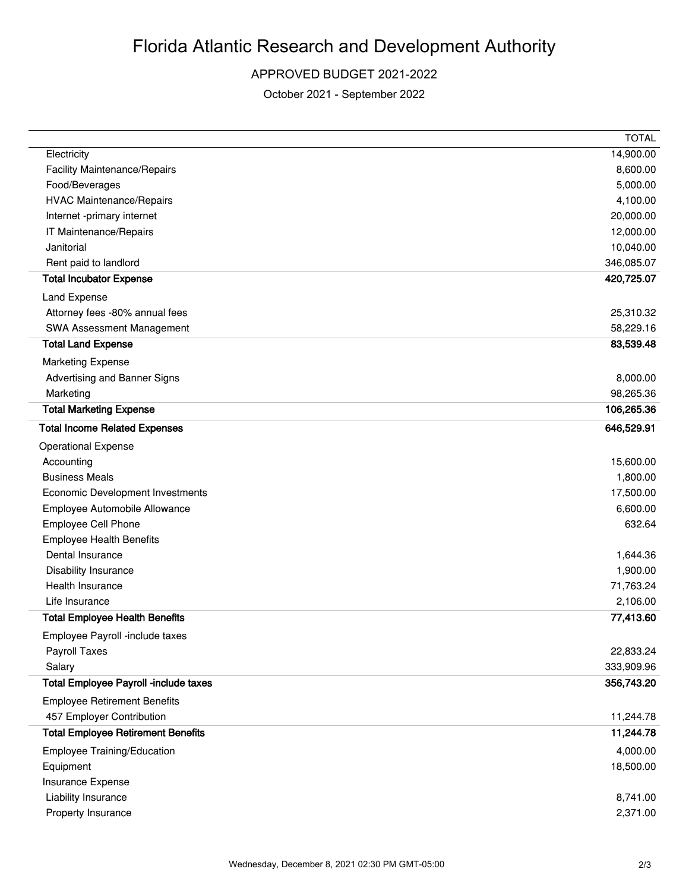# Florida Atlantic Research and Development Authority

APPROVED BUDGET 2021-2022

October 2021 - September 2022

| | TOTAL |
|---|---|
| Electricity | 14,900.00 |
| Facility Maintenance/Repairs | 8,600.00 |
| Food/Beverages | 5,000.00 |
| HVAC Maintenance/Repairs | 4,100.00 |
| Internet -primary internet | 20,000.00 |
| IT Maintenance/Repairs | 12,000.00 |
| Janitorial | 10,040.00 |
| Rent paid to landlord | 346,085.07 |
| **Total Incubator Expense** | **420,725.07** |
| Land Expense | |
| Attorney fees -80% annual fees | 25,310.32 |
| SWA Assessment Management | 58,229.16 |
| **Total Land Expense** | **83,539.48** |
| Marketing Expense | |
| Advertising and Banner Signs | 8,000.00 |
| Marketing | 98,265.36 |
| **Total Marketing Expense** | **106,265.36** |
| **Total Income Related Expenses** | **646,529.91** |
| Operational Expense | |
| Accounting | 15,600.00 |
| Business Meals | 1,800.00 |
| Economic Development Investments | 17,500.00 |
| Employee Automobile Allowance | 6,600.00 |
| Employee Cell Phone | 632.64 |
| Employee Health Benefits | |
| Dental Insurance | 1,644.36 |
| Disability Insurance | 1,900.00 |
| Health Insurance | 71,763.24 |
| Life Insurance | 2,106.00 |
| **Total Employee Health Benefits** | **77,413.60** |
| Employee Payroll -include taxes | |
| Payroll Taxes | 22,833.24 |
| Salary | 333,909.96 |
| **Total Employee Payroll -include taxes** | **356,743.20** |
| Employee Retirement Benefits | |
| 457 Employer Contribution | 11,244.78 |
| **Total Employee Retirement Benefits** | **11,244.78** |
| Employee Training/Education | 4,000.00 |
| Equipment | 18,500.00 |
| Insurance Expense | |
| Liability Insurance | 8,741.00 |
| Property Insurance | 2,371.00 |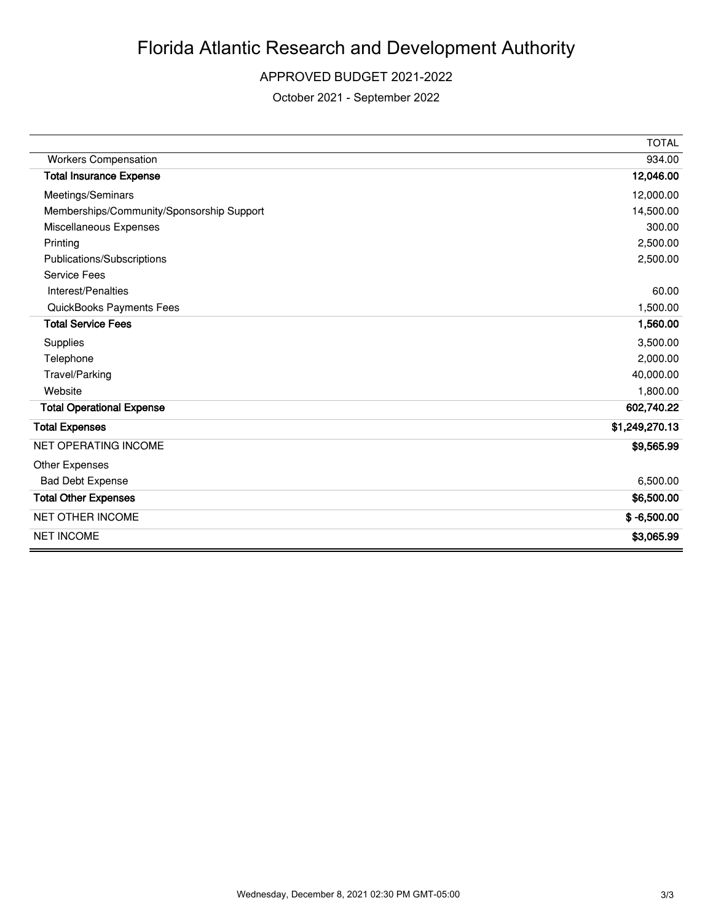# Florida Atlantic Research and Development Authority

APPROVED BUDGET 2021-2022

October 2021 - September 2022

| | TOTAL |
|---|---|
| Workers Compensation | 934.00 |
| **Total Insurance Expense** | **12,046.00** |
| Meetings/Seminars | 12,000.00 |
| Memberships/Community/Sponsorship Support | 14,500.00 |
| Miscellaneous Expenses | 300.00 |
| Printing | 2,500.00 |
| Publications/Subscriptions | 2,500.00 |
| Service Fees | |
| Interest/Penalties | 60.00 |
| QuickBooks Payments Fees | 1,500.00 |
| **Total Service Fees** | **1,560.00** |
| Supplies | 3,500.00 |
| Telephone | 2,000.00 |
| Travel/Parking | 40,000.00 |
| Website | 1,800.00 |
| **Total Operational Expense** | **602,740.22** |
| **Total Expenses** | **$1,249,270.13** |
| NET OPERATING INCOME | **$9,565.99** |
| Other Expenses | |
| Bad Debt Expense | 6,500.00 |
| **Total Other Expenses** | **$6,500.00** |
| NET OTHER INCOME | **$ -6,500.00** |
| NET INCOME | **$3,065.99** |

Wednesday, December 8, 2021 02:30 PM GMT-05:00